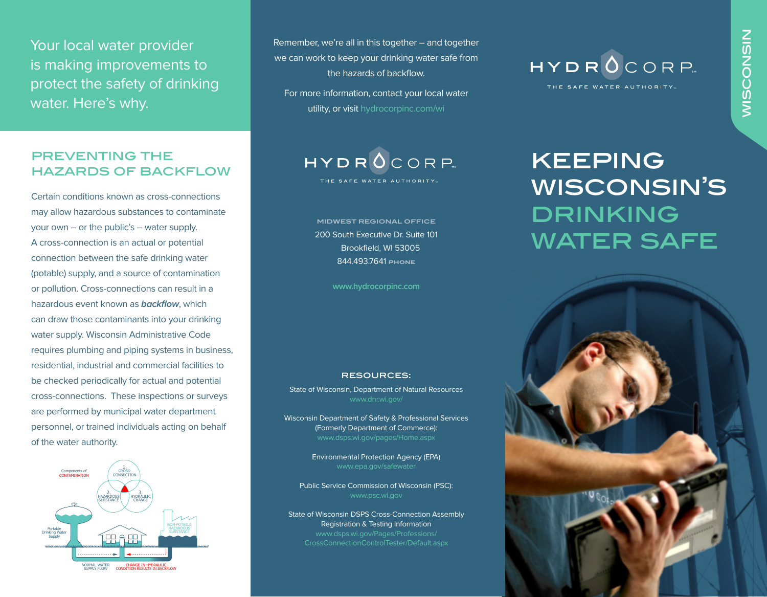Your local water provider is making improvements to protect the safety of drinking water. Here's why.

## PREVENTING THE HAZARDS OF BACKFLOW

Certain conditions known as cross-connections may allow hazardous substances to contaminate your own – or the public's – water supply. A cross-connection is an actual or potential connection between the safe drinking water (potable) supply, and a source of contamination or pollution. Cross-connections can result in a hazardous event known as ***backflow***, which can draw those contaminants into your drinking water supply. Wisconsin Administrative Code requires plumbing and piping systems in business, residential, industrial and commercial facilities to be checked periodically for actual and potential cross-connections. These inspections or surveys are performed by municipal water department personnel, or trained individuals acting on behalf of the water authority.

Components of CONTAMINATION

1. CROSS-CONNECTION
2. HAZARDOUS SUBSTANCE
3. HYDRAULIC CHANGE

Portable Drinking Water Supply

NON-POTABLE HAZARDOUS SUBSTANCE

NORMAL WATER SUPPLY FLOW

CHANGE IN HYDRAULIC CONDITION RESULTS IN BACKFLOW

Remember, we're all in this together – and together we can work to keep your drinking water safe from the hazards of backflow.

For more information, contact your local water utility, or visit hydrocorpinc.com/wi

HYDROCORP
THE SAFE WATER AUTHORITY

MIDWEST REGIONAL OFFICE
200 South Executive Dr. Suite 101
Brookfield, WI 53005
844.493.7641 PHONE

www.hydrocorpinc.com

### RESOURCES:

State of Wisconsin, Department of Natural Resources
www.dnr.wi.gov/

Wisconsin Department of Safety & Professional Services (Formerly Department of Commerce):
www.dsps.wi.gov/pages/Home.aspx

Environmental Protection Agency (EPA)
www.epa.gov/safewater

Public Service Commission of Wisconsin (PSC):
www.psc.wi.gov

State of Wisconsin DSPS Cross-Connection Assembly Registration & Testing Information
www.dsps.wi.gov/Pages/Professions/CrossConnectionControlTester/Default.aspx

WISCONSIN

HYDROCORP
THE SAFE WATER AUTHORITY

# KEEPING WISCONSIN'S DRINKING WATER SAFE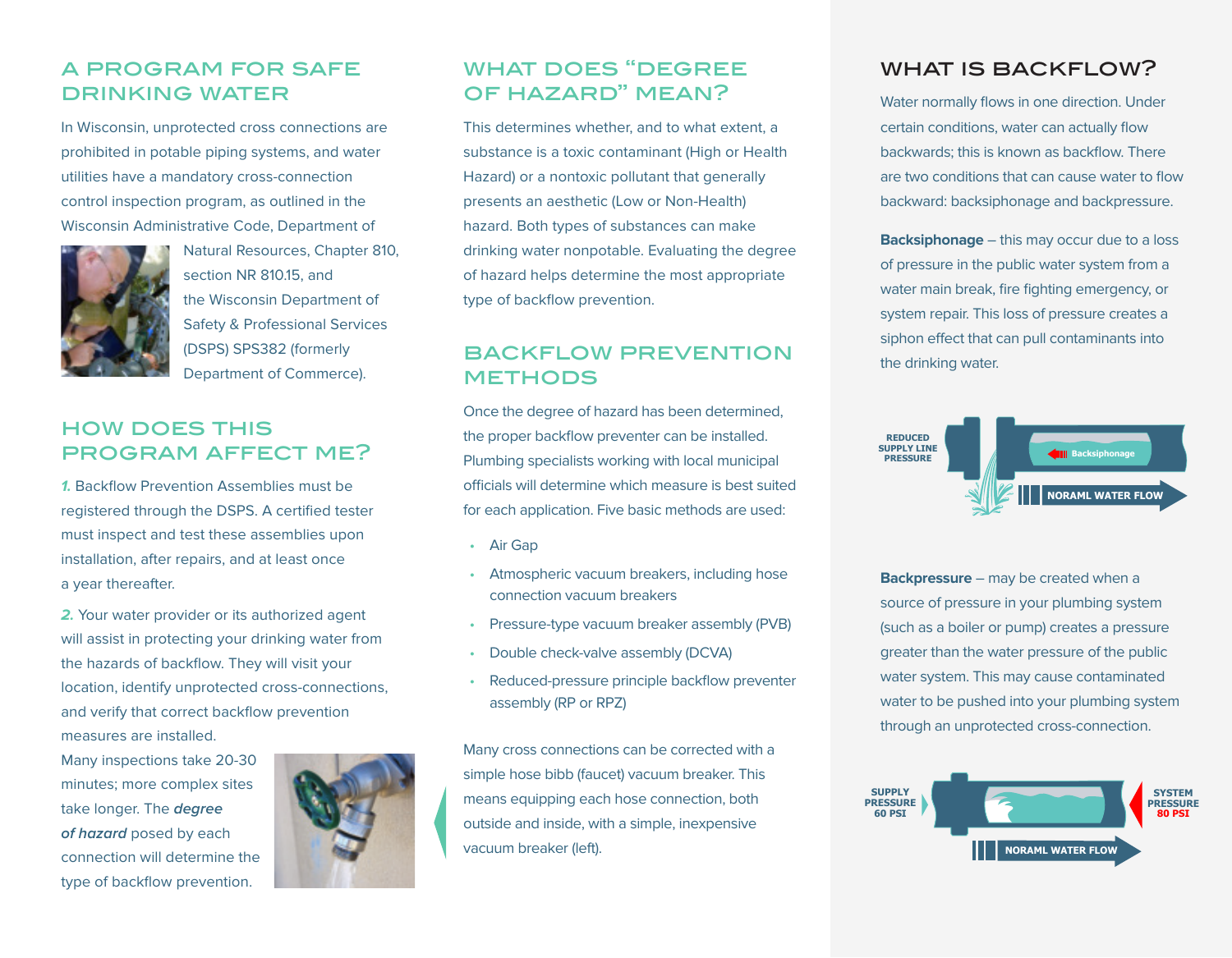## A PROGRAM FOR SAFE DRINKING WATER

In Wisconsin, unprotected cross connections are prohibited in potable piping systems, and water utilities have a mandatory cross-connection control inspection program, as outlined in the Wisconsin Administrative Code, Department of Natural Resources, Chapter 810, section NR 810.15, and the Wisconsin Department of Safety & Professional Services (DSPS) SPS382 (formerly Department of Commerce).

## HOW DOES THIS PROGRAM AFFECT ME?

*1.* Backflow Prevention Assemblies must be registered through the DSPS. A certified tester must inspect and test these assemblies upon installation, after repairs, and at least once a year thereafter.

*2.* Your water provider or its authorized agent will assist in protecting your drinking water from the hazards of backflow. They will visit your location, identify unprotected cross-connections, and verify that correct backflow prevention measures are installed.

Many inspections take 20-30 minutes; more complex sites take longer. The ***degree of hazard*** posed by each connection will determine the type of backflow prevention.

## WHAT DOES "DEGREE OF HAZARD" MEAN?

This determines whether, and to what extent, a substance is a toxic contaminant (High or Health Hazard) or a nontoxic pollutant that generally presents an aesthetic (Low or Non-Health) hazard. Both types of substances can make drinking water nonpotable. Evaluating the degree of hazard helps determine the most appropriate type of backflow prevention.

## BACKFLOW PREVENTION METHODS

Once the degree of hazard has been determined, the proper backflow preventer can be installed. Plumbing specialists working with local municipal officials will determine which measure is best suited for each application. Five basic methods are used:

- Air Gap
- Atmospheric vacuum breakers, including hose connection vacuum breakers
- Pressure-type vacuum breaker assembly (PVB)
- Double check-valve assembly (DCVA)
- Reduced-pressure principle backflow preventer assembly (RP or RPZ)

Many cross connections can be corrected with a simple hose bibb (faucet) vacuum breaker. This means equipping each hose connection, both outside and inside, with a simple, inexpensive vacuum breaker (left).

## WHAT IS BACKFLOW?

Water normally flows in one direction. Under certain conditions, water can actually flow backwards; this is known as backflow. There are two conditions that can cause water to flow backward: backsiphonage and backpressure.

**Backsiphonage** – this may occur due to a loss of pressure in the public water system from a water main break, fire fighting emergency, or system repair. This loss of pressure creates a siphon effect that can pull contaminants into the drinking water.

REDUCED SUPPLY LINE PRESSURE

Backsiphonage

NORAML WATER FLOW

**Backpressure** – may be created when a source of pressure in your plumbing system (such as a boiler or pump) creates a pressure greater than the water pressure of the public water system. This may cause contaminated water to be pushed into your plumbing system through an unprotected cross-connection.

SUPPLY PRESSURE 60 PSI

SYSTEM PRESSURE 80 PSI

NORAML WATER FLOW